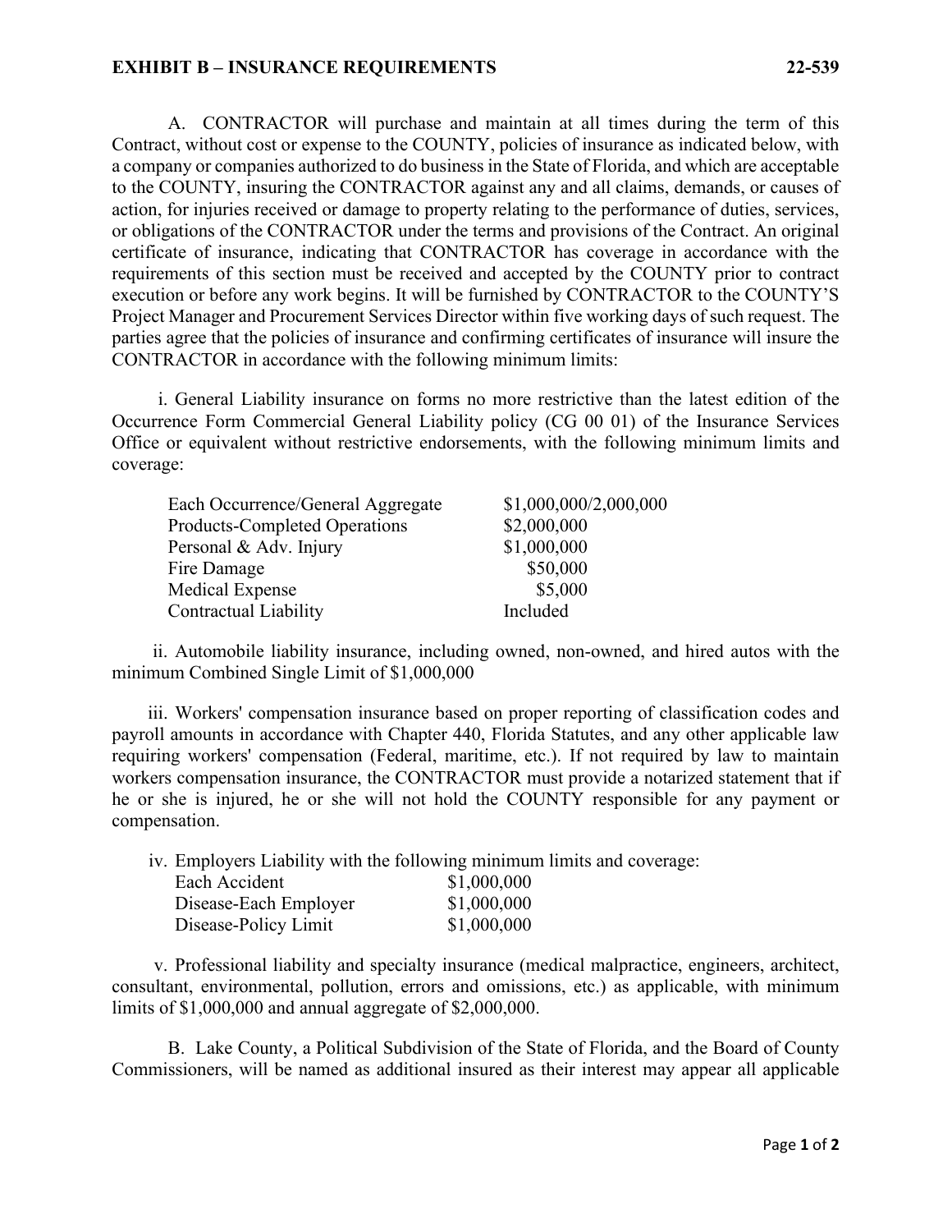# EXHIBIT B – INSURANCE REQUIREMENTS 22-539

A. CONTRACTOR will purchase and maintain at all times during the term of this Contract, without cost or expense to the COUNTY, policies of insurance as indicated below, with a company or companies authorized to do business in the State of Florida, and which are acceptable to the COUNTY, insuring the CONTRACTOR against any and all claims, demands, or causes of action, for injuries received or damage to property relating to the performance of duties, services, or obligations of the CONTRACTOR under the terms and provisions of the Contract. An original certificate of insurance, indicating that CONTRACTOR has coverage in accordance with the requirements of this section must be received and accepted by the COUNTY prior to contract execution or before any work begins. It will be furnished by CONTRACTOR to the COUNTY'S Project Manager and Procurement Services Director within five working days of such request. The parties agree that the policies of insurance and confirming certificates of insurance will insure the CONTRACTOR in accordance with the following minimum limits:

i. General Liability insurance on forms no more restrictive than the latest edition of the Occurrence Form Commercial General Liability policy (CG 00 01) of the Insurance Services Office or equivalent without restrictive endorsements, with the following minimum limits and coverage:

| | |
|---|---|
| Each Occurrence/General Aggregate | $1,000,000/2,000,000 |
| Products-Completed Operations | $2,000,000 |
| Personal & Adv. Injury | $1,000,000 |
| Fire Damage | $50,000 |
| Medical Expense | $5,000 |
| Contractual Liability | Included |

ii. Automobile liability insurance, including owned, non-owned, and hired autos with the minimum Combined Single Limit of $1,000,000

iii. Workers' compensation insurance based on proper reporting of classification codes and payroll amounts in accordance with Chapter 440, Florida Statutes, and any other applicable law requiring workers' compensation (Federal, maritime, etc.). If not required by law to maintain workers compensation insurance, the CONTRACTOR must provide a notarized statement that if he or she is injured, he or she will not hold the COUNTY responsible for any payment or compensation.

iv. Employers Liability with the following minimum limits and coverage:

| | |
|---|---|
| Each Accident | $1,000,000 |
| Disease-Each Employer | $1,000,000 |
| Disease-Policy Limit | $1,000,000 |

v. Professional liability and specialty insurance (medical malpractice, engineers, architect, consultant, environmental, pollution, errors and omissions, etc.) as applicable, with minimum limits of $1,000,000 and annual aggregate of $2,000,000.

B. Lake County, a Political Subdivision of the State of Florida, and the Board of County Commissioners, will be named as additional insured as their interest may appear all applicable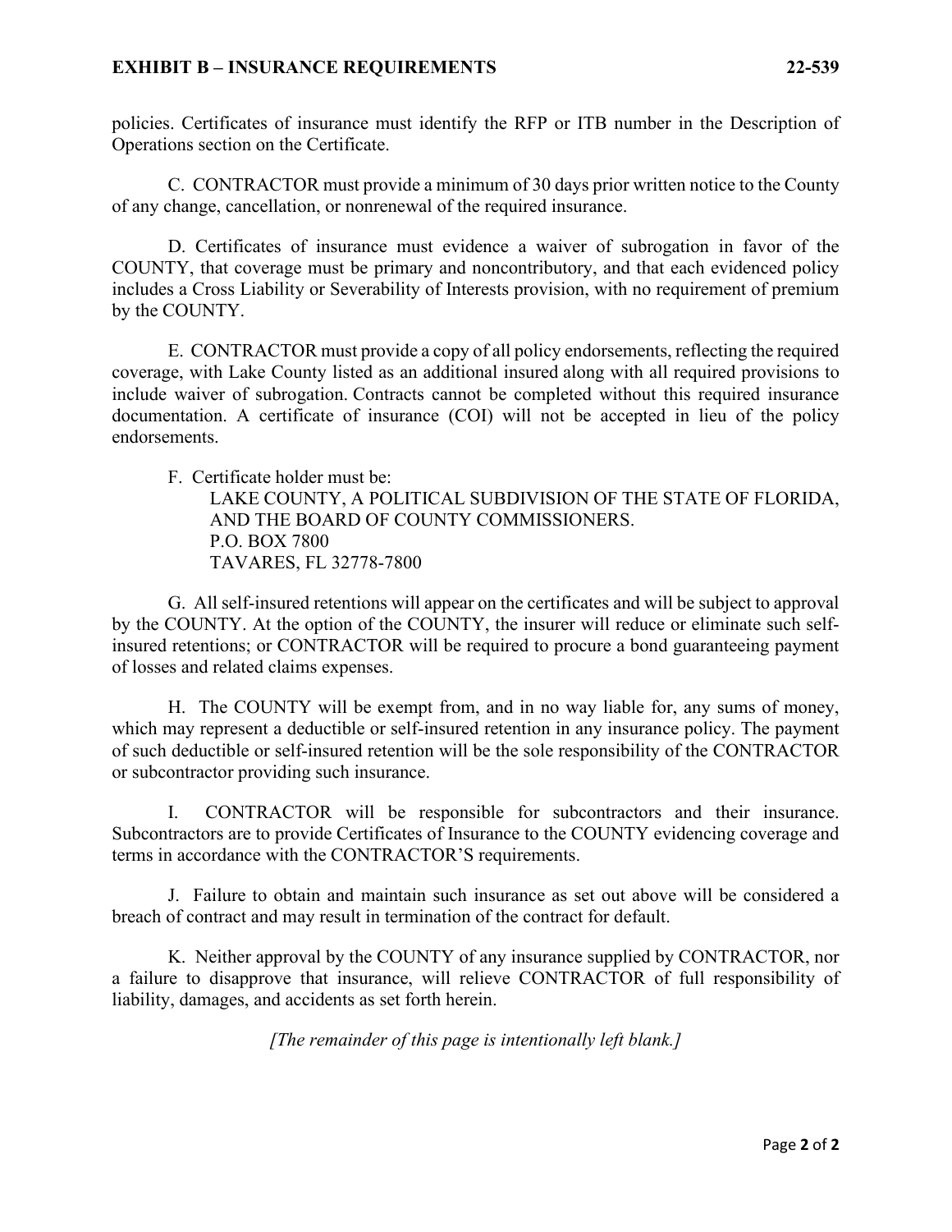policies. Certificates of insurance must identify the RFP or ITB number in the Description of Operations section on the Certificate.

C. CONTRACTOR must provide a minimum of 30 days prior written notice to the County of any change, cancellation, or nonrenewal of the required insurance.

D. Certificates of insurance must evidence a waiver of subrogation in favor of the COUNTY, that coverage must be primary and noncontributory, and that each evidenced policy includes a Cross Liability or Severability of Interests provision, with no requirement of premium by the COUNTY.

E. CONTRACTOR must provide a copy of all policy endorsements, reflecting the required coverage, with Lake County listed as an additional insured along with all required provisions to include waiver of subrogation. Contracts cannot be completed without this required insurance documentation. A certificate of insurance (COI) will not be accepted in lieu of the policy endorsements.

F. Certificate holder must be:

LAKE COUNTY, A POLITICAL SUBDIVISION OF THE STATE OF FLORIDA, AND THE BOARD OF COUNTY COMMISSIONERS.
P.O. BOX 7800
TAVARES, FL 32778-7800

G. All self-insured retentions will appear on the certificates and will be subject to approval by the COUNTY. At the option of the COUNTY, the insurer will reduce or eliminate such self-insured retentions; or CONTRACTOR will be required to procure a bond guaranteeing payment of losses and related claims expenses.

H. The COUNTY will be exempt from, and in no way liable for, any sums of money, which may represent a deductible or self-insured retention in any insurance policy. The payment of such deductible or self-insured retention will be the sole responsibility of the CONTRACTOR or subcontractor providing such insurance.

I. CONTRACTOR will be responsible for subcontractors and their insurance. Subcontractors are to provide Certificates of Insurance to the COUNTY evidencing coverage and terms in accordance with the CONTRACTOR'S requirements.

J. Failure to obtain and maintain such insurance as set out above will be considered a breach of contract and may result in termination of the contract for default.

K. Neither approval by the COUNTY of any insurance supplied by CONTRACTOR, nor a failure to disapprove that insurance, will relieve CONTRACTOR of full responsibility of liability, damages, and accidents as set forth herein.

*[The remainder of this page is intentionally left blank.]*